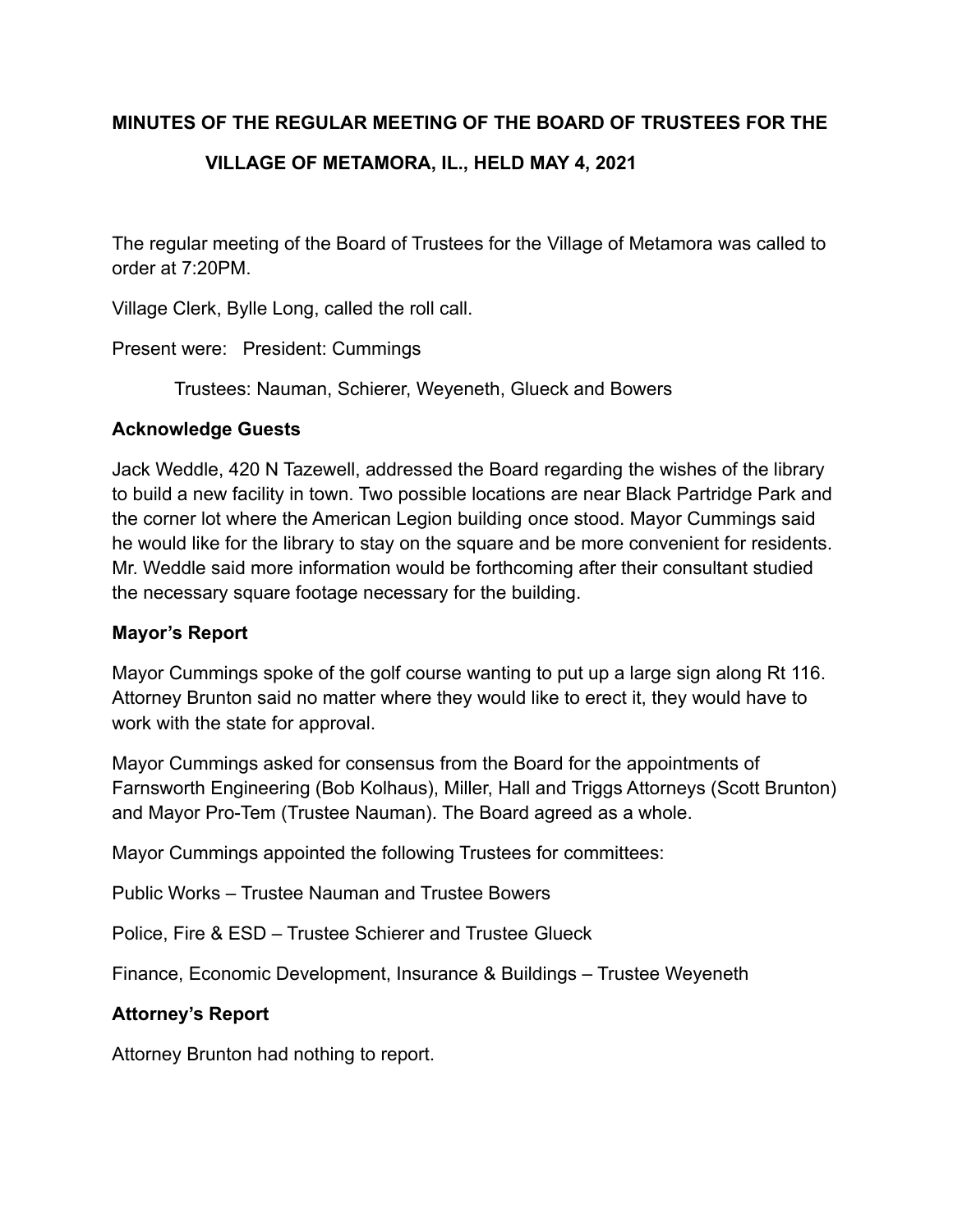# MINUTES OF THE REGULAR MEETING OF THE BOARD OF TRUSTEES FOR THE VILLAGE OF METAMORA, IL., HELD MAY 4, 2021

The regular meeting of the Board of Trustees for the Village of Metamora was called to order at 7:20PM.

Village Clerk, Bylle Long, called the roll call.

Present were: President: Cummings

Trustees: Nauman, Schierer, Weyeneth, Glueck and Bowers

**Acknowledge Guests**

Jack Weddle, 420 N Tazewell, addressed the Board regarding the wishes of the library to build a new facility in town. Two possible locations are near Black Partridge Park and the corner lot where the American Legion building once stood. Mayor Cummings said he would like for the library to stay on the square and be more convenient for residents. Mr. Weddle said more information would be forthcoming after their consultant studied the necessary square footage necessary for the building.

**Mayor's Report**

Mayor Cummings spoke of the golf course wanting to put up a large sign along Rt 116. Attorney Brunton said no matter where they would like to erect it, they would have to work with the state for approval.

Mayor Cummings asked for consensus from the Board for the appointments of Farnsworth Engineering (Bob Kolhaus), Miller, Hall and Triggs Attorneys (Scott Brunton) and Mayor Pro-Tem (Trustee Nauman). The Board agreed as a whole.

Mayor Cummings appointed the following Trustees for committees:

Public Works – Trustee Nauman and Trustee Bowers

Police, Fire & ESD – Trustee Schierer and Trustee Glueck

Finance, Economic Development, Insurance & Buildings – Trustee Weyeneth

**Attorney's Report**

Attorney Brunton had nothing to report.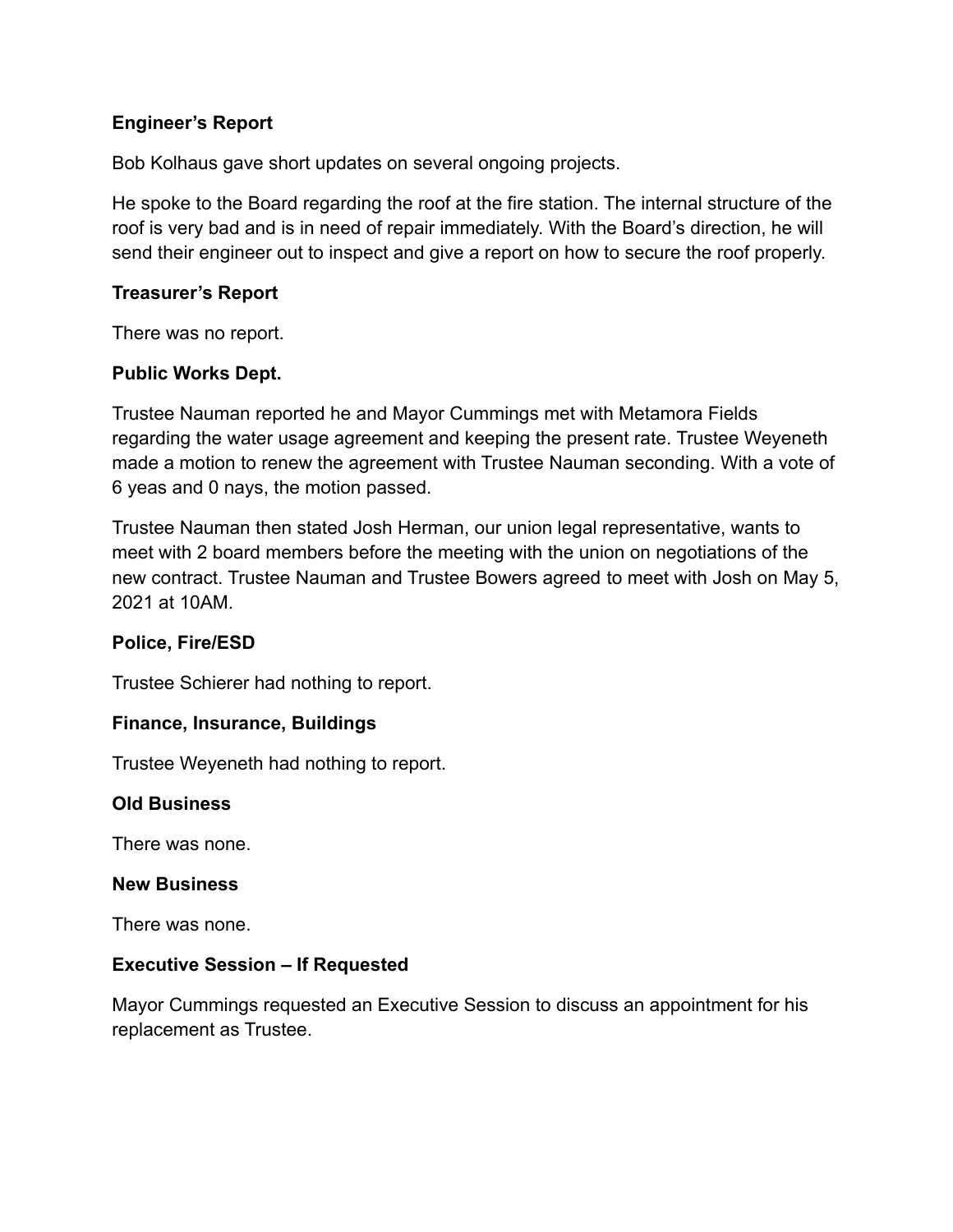**Engineer's Report**

Bob Kolhaus gave short updates on several ongoing projects.

He spoke to the Board regarding the roof at the fire station. The internal structure of the roof is very bad and is in need of repair immediately. With the Board's direction, he will send their engineer out to inspect and give a report on how to secure the roof properly.

**Treasurer's Report**

There was no report.

**Public Works Dept.**

Trustee Nauman reported he and Mayor Cummings met with Metamora Fields regarding the water usage agreement and keeping the present rate. Trustee Weyeneth made a motion to renew the agreement with Trustee Nauman seconding. With a vote of 6 yeas and 0 nays, the motion passed.

Trustee Nauman then stated Josh Herman, our union legal representative, wants to meet with 2 board members before the meeting with the union on negotiations of the new contract. Trustee Nauman and Trustee Bowers agreed to meet with Josh on May 5, 2021 at 10AM.

**Police, Fire/ESD**

Trustee Schierer had nothing to report.

**Finance, Insurance, Buildings**

Trustee Weyeneth had nothing to report.

**Old Business**

There was none.

**New Business**

There was none.

**Executive Session – If Requested**

Mayor Cummings requested an Executive Session to discuss an appointment for his replacement as Trustee.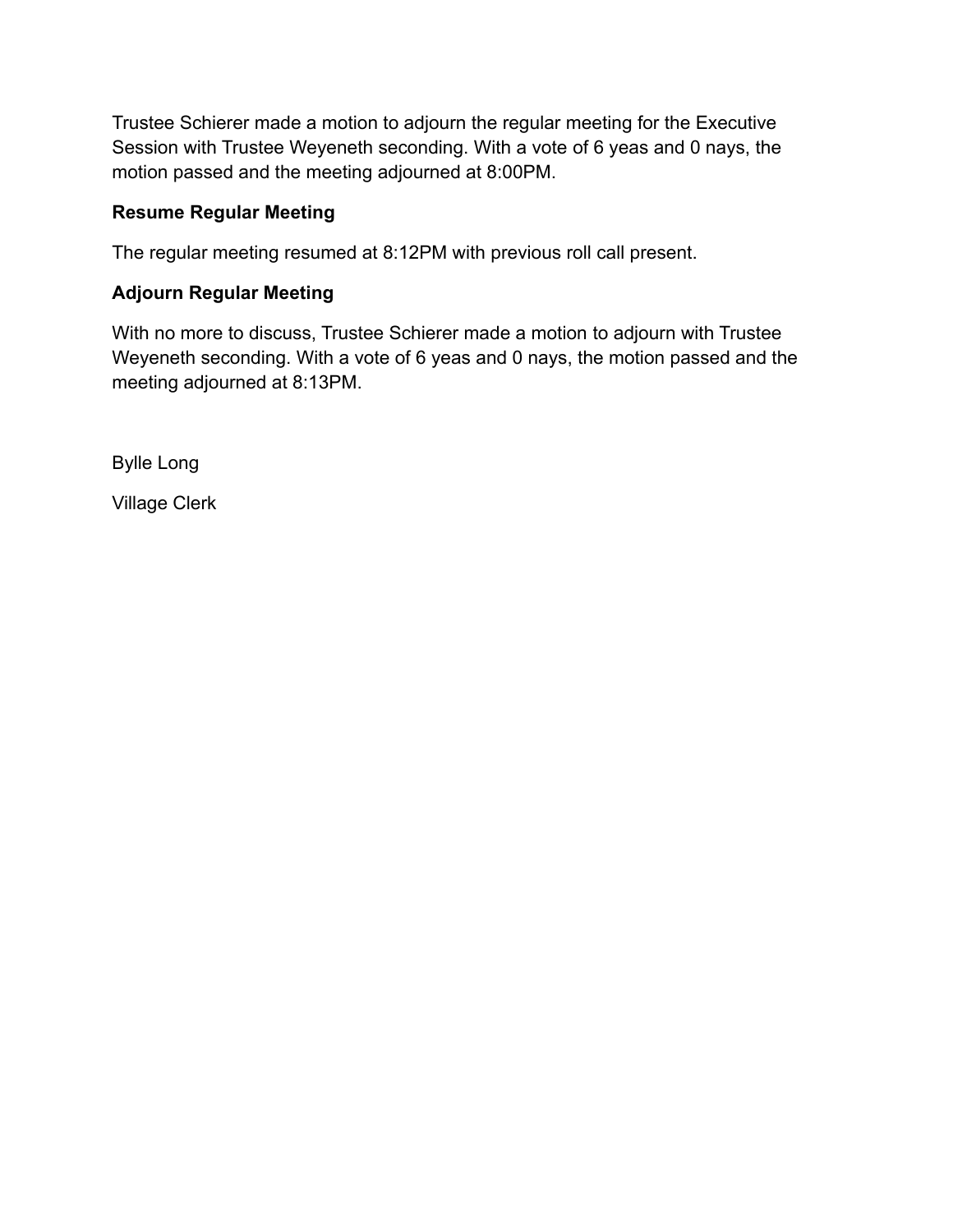Trustee Schierer made a motion to adjourn the regular meeting for the Executive Session with Trustee Weyeneth seconding. With a vote of 6 yeas and 0 nays, the motion passed and the meeting adjourned at 8:00PM.

**Resume Regular Meeting**

The regular meeting resumed at 8:12PM with previous roll call present.

**Adjourn Regular Meeting**

With no more to discuss, Trustee Schierer made a motion to adjourn with Trustee Weyeneth seconding. With a vote of 6 yeas and 0 nays, the motion passed and the meeting adjourned at 8:13PM.

Bylle Long

Village Clerk